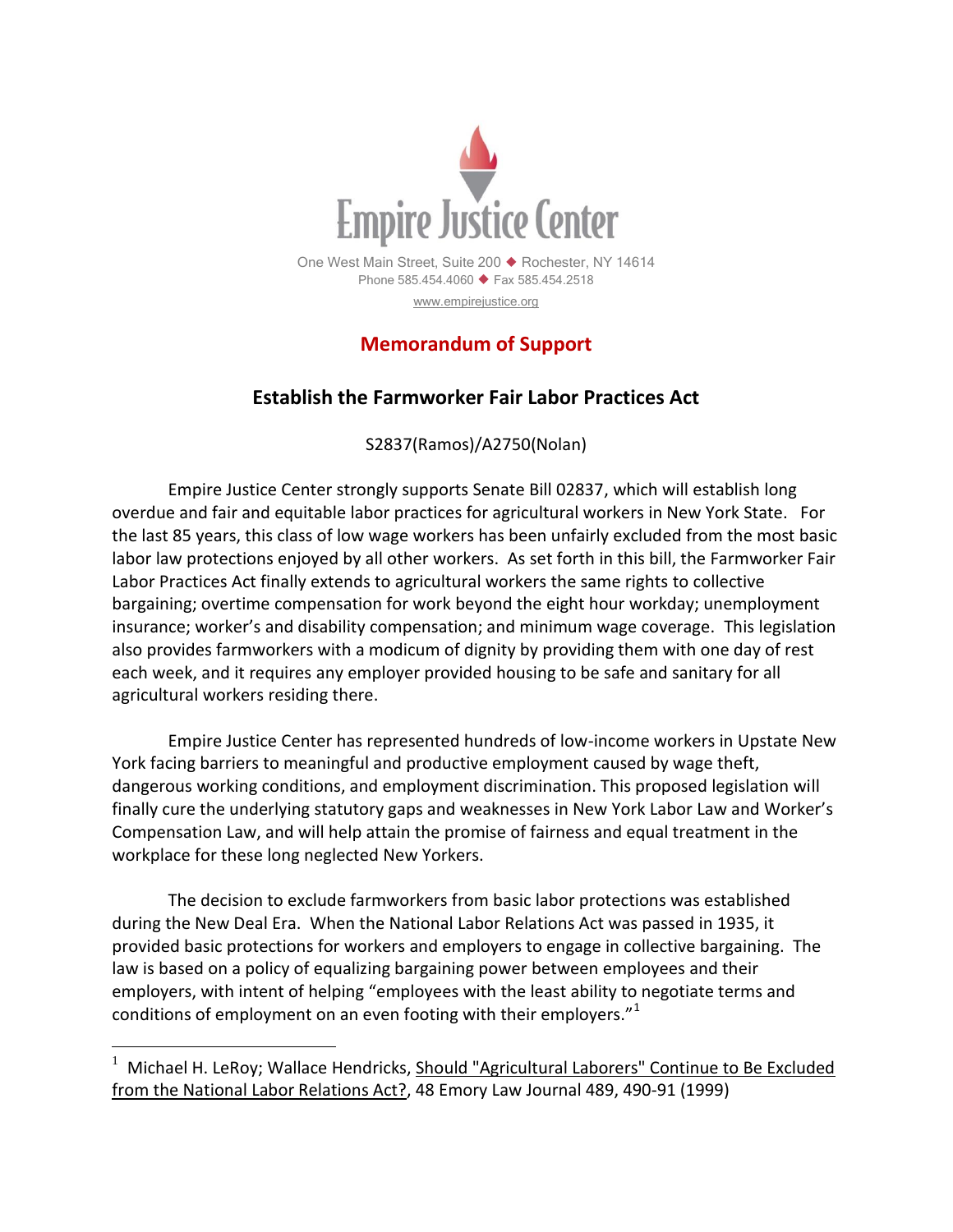Empire Justice Center

One West Main Street, Suite 200 ◆ Rochester, NY 14614
Phone 585.454.4060 ◆ Fax 585.454.2518
www.empirejustice.org

# Memorandum of Support

## Establish the Farmworker Fair Labor Practices Act

S2837(Ramos)/A2750(Nolan)

Empire Justice Center strongly supports Senate Bill 02837, which will establish long overdue and fair and equitable labor practices for agricultural workers in New York State. For the last 85 years, this class of low wage workers has been unfairly excluded from the most basic labor law protections enjoyed by all other workers. As set forth in this bill, the Farmworker Fair Labor Practices Act finally extends to agricultural workers the same rights to collective bargaining; overtime compensation for work beyond the eight hour workday; unemployment insurance; worker's and disability compensation; and minimum wage coverage. This legislation also provides farmworkers with a modicum of dignity by providing them with one day of rest each week, and it requires any employer provided housing to be safe and sanitary for all agricultural workers residing there.

Empire Justice Center has represented hundreds of low-income workers in Upstate New York facing barriers to meaningful and productive employment caused by wage theft, dangerous working conditions, and employment discrimination. This proposed legislation will finally cure the underlying statutory gaps and weaknesses in New York Labor Law and Worker's Compensation Law, and will help attain the promise of fairness and equal treatment in the workplace for these long neglected New Yorkers.

The decision to exclude farmworkers from basic labor protections was established during the New Deal Era. When the National Labor Relations Act was passed in 1935, it provided basic protections for workers and employers to engage in collective bargaining. The law is based on a policy of equalizing bargaining power between employees and their employers, with intent of helping "employees with the least ability to negotiate terms and conditions of employment on an even footing with their employers."[1]

---

[1] Michael H. LeRoy; Wallace Hendricks, Should "Agricultural Laborers" Continue to Be Excluded from the National Labor Relations Act?, 48 Emory Law Journal 489, 490-91 (1999)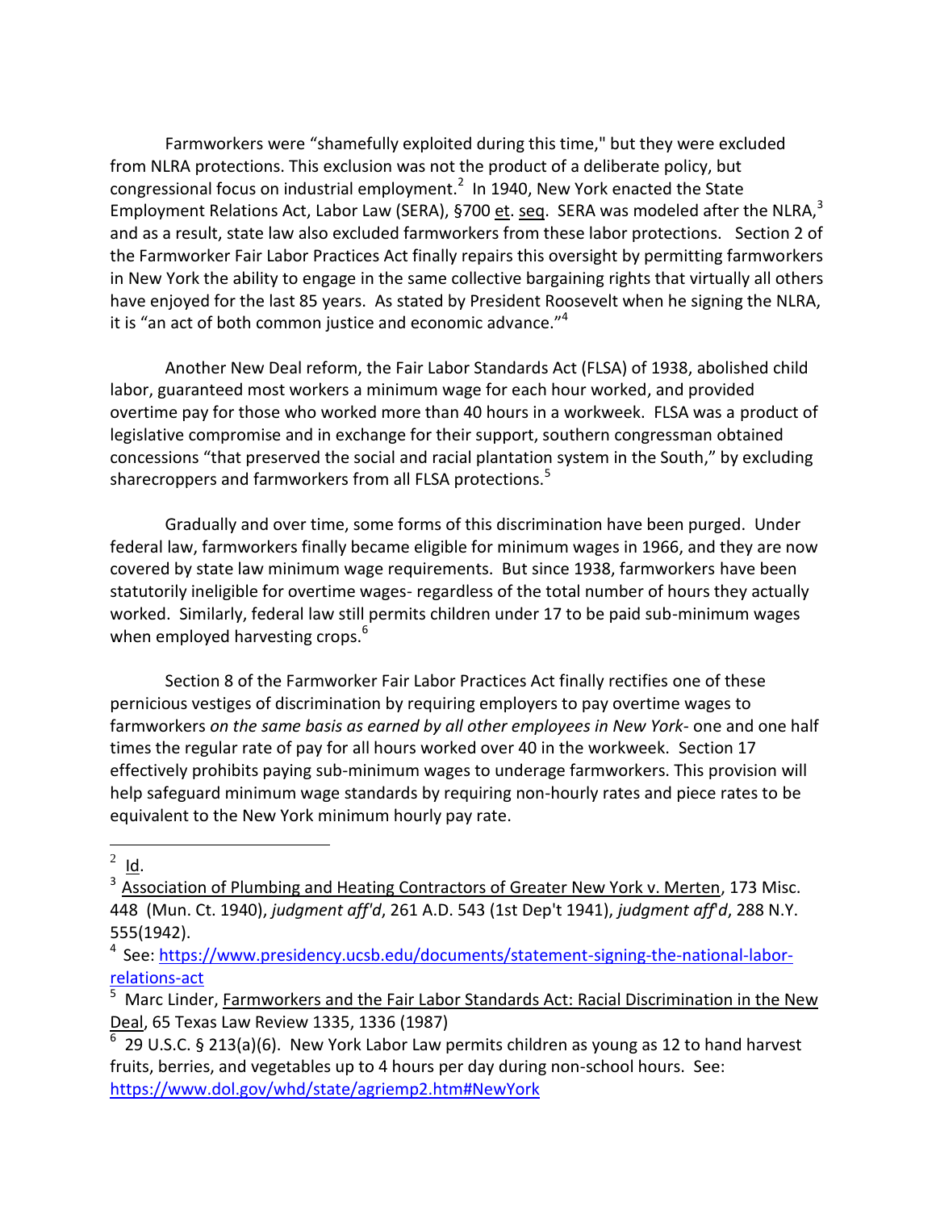Farmworkers were "shamefully exploited during this time," but they were excluded from NLRA protections. This exclusion was not the product of a deliberate policy, but congressional focus on industrial employment.[2] In 1940, New York enacted the State Employment Relations Act, Labor Law (SERA), §700 et. seq. SERA was modeled after the NLRA,[3] and as a result, state law also excluded farmworkers from these labor protections. Section 2 of the Farmworker Fair Labor Practices Act finally repairs this oversight by permitting farmworkers in New York the ability to engage in the same collective bargaining rights that virtually all others have enjoyed for the last 85 years. As stated by President Roosevelt when he signing the NLRA, it is "an act of both common justice and economic advance."[4]

Another New Deal reform, the Fair Labor Standards Act (FLSA) of 1938, abolished child labor, guaranteed most workers a minimum wage for each hour worked, and provided overtime pay for those who worked more than 40 hours in a workweek. FLSA was a product of legislative compromise and in exchange for their support, southern congressman obtained concessions "that preserved the social and racial plantation system in the South," by excluding sharecroppers and farmworkers from all FLSA protections.[5]

Gradually and over time, some forms of this discrimination have been purged. Under federal law, farmworkers finally became eligible for minimum wages in 1966, and they are now covered by state law minimum wage requirements. But since 1938, farmworkers have been statutorily ineligible for overtime wages- regardless of the total number of hours they actually worked. Similarly, federal law still permits children under 17 to be paid sub-minimum wages when employed harvesting crops.[6]

Section 8 of the Farmworker Fair Labor Practices Act finally rectifies one of these pernicious vestiges of discrimination by requiring employers to pay overtime wages to farmworkers *on the same basis as earned by all other employees in New York*- one and one half times the regular rate of pay for all hours worked over 40 in the workweek. Section 17 effectively prohibits paying sub-minimum wages to underage farmworkers. This provision will help safeguard minimum wage standards by requiring non-hourly rates and piece rates to be equivalent to the New York minimum hourly pay rate.

---

[2] Id.

[3] Association of Plumbing and Heating Contractors of Greater New York v. Merten, 173 Misc. 448 (Mun. Ct. 1940), *judgment aff'd*, 261 A.D. 543 (1st Dep't 1941), *judgment aff'd*, 288 N.Y. 555(1942).

[4] See: https://www.presidency.ucsb.edu/documents/statement-signing-the-national-labor-relations-act

[5] Marc Linder, Farmworkers and the Fair Labor Standards Act: Racial Discrimination in the New Deal, 65 Texas Law Review 1335, 1336 (1987)

[6] 29 U.S.C. § 213(a)(6). New York Labor Law permits children as young as 12 to hand harvest fruits, berries, and vegetables up to 4 hours per day during non-school hours. See: https://www.dol.gov/whd/state/agriemp2.htm#NewYork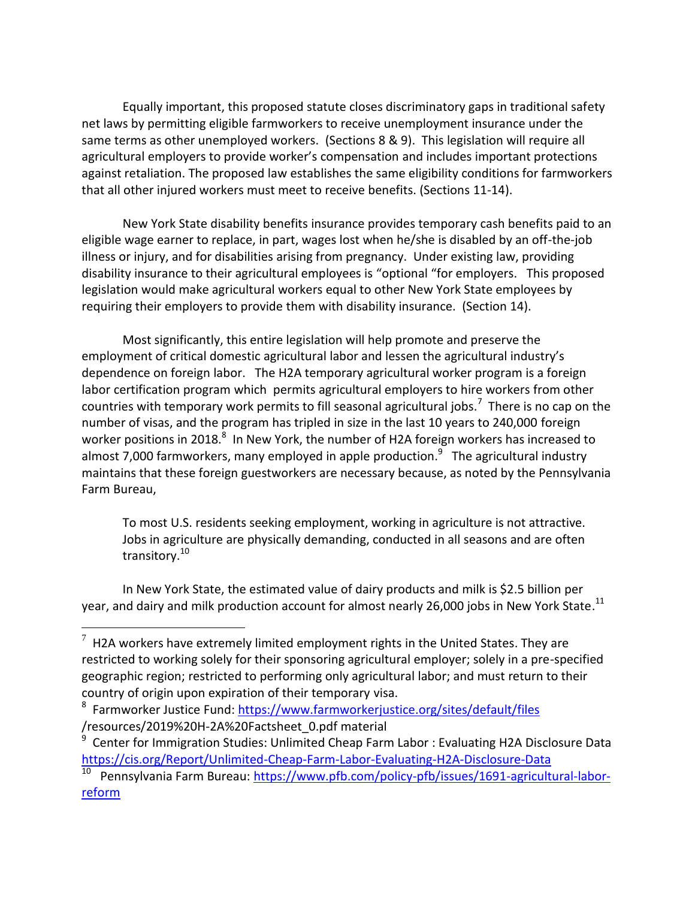Equally important, this proposed statute closes discriminatory gaps in traditional safety net laws by permitting eligible farmworkers to receive unemployment insurance under the same terms as other unemployed workers. (Sections 8 & 9). This legislation will require all agricultural employers to provide worker's compensation and includes important protections against retaliation. The proposed law establishes the same eligibility conditions for farmworkers that all other injured workers must meet to receive benefits. (Sections 11-14).

New York State disability benefits insurance provides temporary cash benefits paid to an eligible wage earner to replace, in part, wages lost when he/she is disabled by an off-the-job illness or injury, and for disabilities arising from pregnancy. Under existing law, providing disability insurance to their agricultural employees is "optional "for employers. This proposed legislation would make agricultural workers equal to other New York State employees by requiring their employers to provide them with disability insurance. (Section 14).

Most significantly, this entire legislation will help promote and preserve the employment of critical domestic agricultural labor and lessen the agricultural industry's dependence on foreign labor. The H2A temporary agricultural worker program is a foreign labor certification program which permits agricultural employers to hire workers from other countries with temporary work permits to fill seasonal agricultural jobs.[7] There is no cap on the number of visas, and the program has tripled in size in the last 10 years to 240,000 foreign worker positions in 2018.[8] In New York, the number of H2A foreign workers has increased to almost 7,000 farmworkers, many employed in apple production.[9] The agricultural industry maintains that these foreign guestworkers are necessary because, as noted by the Pennsylvania Farm Bureau,

> To most U.S. residents seeking employment, working in agriculture is not attractive. Jobs in agriculture are physically demanding, conducted in all seasons and are often transitory.[10]

In New York State, the estimated value of dairy products and milk is $2.5 billion per year, and dairy and milk production account for almost nearly 26,000 jobs in New York State.[11]

---

[7] H2A workers have extremely limited employment rights in the United States. They are restricted to working solely for their sponsoring agricultural employer; solely in a pre-specified geographic region; restricted to performing only agricultural labor; and must return to their country of origin upon expiration of their temporary visa.

[8] Farmworker Justice Fund: https://www.farmworkerjustice.org/sites/default/files/resources/2019%20H-2A%20Factsheet_0.pdf material

[9] Center for Immigration Studies: Unlimited Cheap Farm Labor : Evaluating H2A Disclosure Data https://cis.org/Report/Unlimited-Cheap-Farm-Labor-Evaluating-H2A-Disclosure-Data

[10] Pennsylvania Farm Bureau: https://www.pfb.com/policy-pfb/issues/1691-agricultural-labor-reform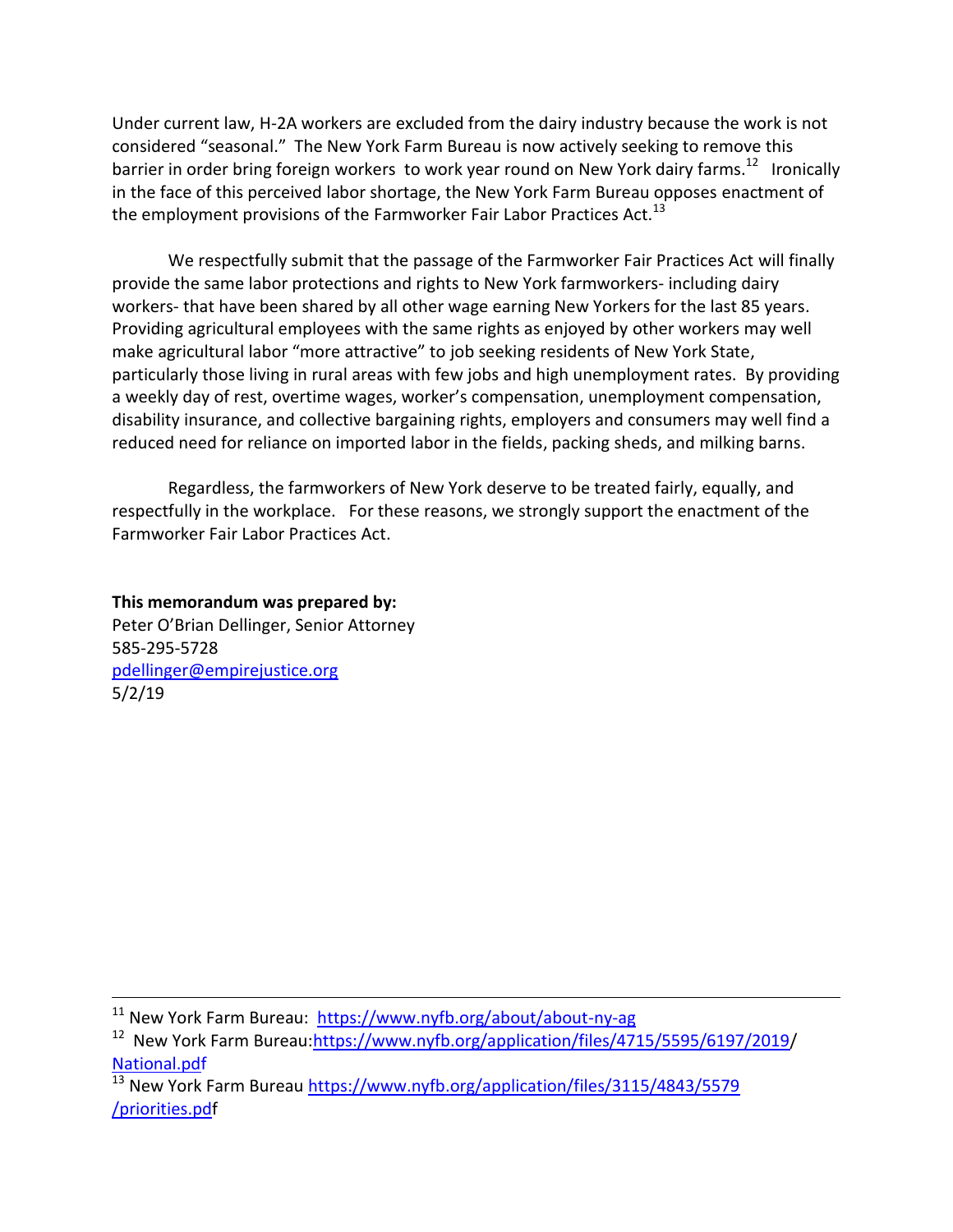Under current law, H-2A workers are excluded from the dairy industry because the work is not considered "seasonal." The New York Farm Bureau is now actively seeking to remove this barrier in order bring foreign workers to work year round on New York dairy farms.[12] Ironically in the face of this perceived labor shortage, the New York Farm Bureau opposes enactment of the employment provisions of the Farmworker Fair Labor Practices Act.[13]

We respectfully submit that the passage of the Farmworker Fair Practices Act will finally provide the same labor protections and rights to New York farmworkers- including dairy workers- that have been shared by all other wage earning New Yorkers for the last 85 years. Providing agricultural employees with the same rights as enjoyed by other workers may well make agricultural labor "more attractive" to job seeking residents of New York State, particularly those living in rural areas with few jobs and high unemployment rates. By providing a weekly day of rest, overtime wages, worker's compensation, unemployment compensation, disability insurance, and collective bargaining rights, employers and consumers may well find a reduced need for reliance on imported labor in the fields, packing sheds, and milking barns.

Regardless, the farmworkers of New York deserve to be treated fairly, equally, and respectfully in the workplace. For these reasons, we strongly support the enactment of the Farmworker Fair Labor Practices Act.

**This memorandum was prepared by:**
Peter O'Brian Dellinger, Senior Attorney
585-295-5728
pdellinger@empirejustice.org
5/2/19

---

[11] New York Farm Bureau: https://www.nyfb.org/about/about-ny-ag

[12] New York Farm Bureau:https://www.nyfb.org/application/files/4715/5595/6197/2019/National.pdf

[13] New York Farm Bureau https://www.nyfb.org/application/files/3115/4843/5579/priorities.pdf